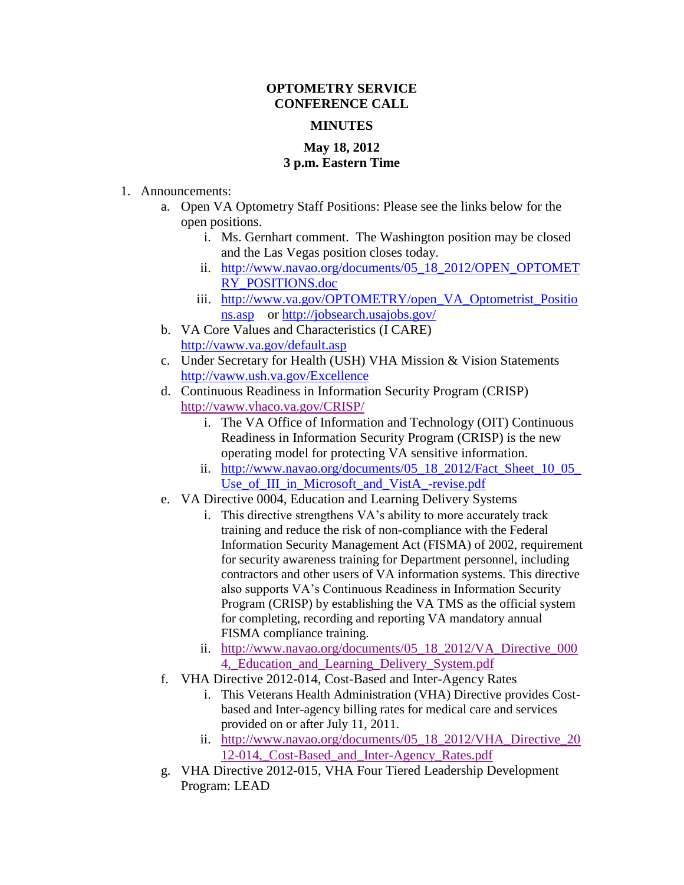**OPTOMETRY SERVICE**
**CONFERENCE CALL**

**MINUTES**

**May 18, 2012**
**3 p.m. Eastern Time**

1. Announcements:
   a. Open VA Optometry Staff Positions: Please see the links below for the open positions.
      i. Ms. Gernhart comment. The Washington position may be closed and the Las Vegas position closes today.
      ii. http://www.navao.org/documents/05_18_2012/OPEN_OPTOMETRY_POSITIONS.doc
      iii. http://www.va.gov/OPTOMETRY/open_VA_Optometrist_Positions.asp or http://jobsearch.usajobs.gov/
   b. VA Core Values and Characteristics (I CARE) http://vaww.va.gov/default.asp
   c. Under Secretary for Health (USH) VHA Mission & Vision Statements http://vaww.ush.va.gov/Excellence
   d. Continuous Readiness in Information Security Program (CRISP) http://vaww.vhaco.va.gov/CRISP/
      i. The VA Office of Information and Technology (OIT) Continuous Readiness in Information Security Program (CRISP) is the new operating model for protecting VA sensitive information.
      ii. http://www.navao.org/documents/05_18_2012/Fact_Sheet_10_05_Use_of_III_in_Microsoft_and_VistA_-revise.pdf
   e. VA Directive 0004, Education and Learning Delivery Systems
      i. This directive strengthens VA's ability to more accurately track training and reduce the risk of non-compliance with the Federal Information Security Management Act (FISMA) of 2002, requirement for security awareness training for Department personnel, including contractors and other users of VA information systems. This directive also supports VA's Continuous Readiness in Information Security Program (CRISP) by establishing the VA TMS as the official system for completing, recording and reporting VA mandatory annual FISMA compliance training.
      ii. http://www.navao.org/documents/05_18_2012/VA_Directive_0004,_Education_and_Learning_Delivery_System.pdf
   f. VHA Directive 2012-014, Cost-Based and Inter-Agency Rates
      i. This Veterans Health Administration (VHA) Directive provides Cost-based and Inter-agency billing rates for medical care and services provided on or after July 11, 2011.
      ii. http://www.navao.org/documents/05_18_2012/VHA_Directive_2012-014,_Cost-Based_and_Inter-Agency_Rates.pdf
   g. VHA Directive 2012-015, VHA Four Tiered Leadership Development Program: LEAD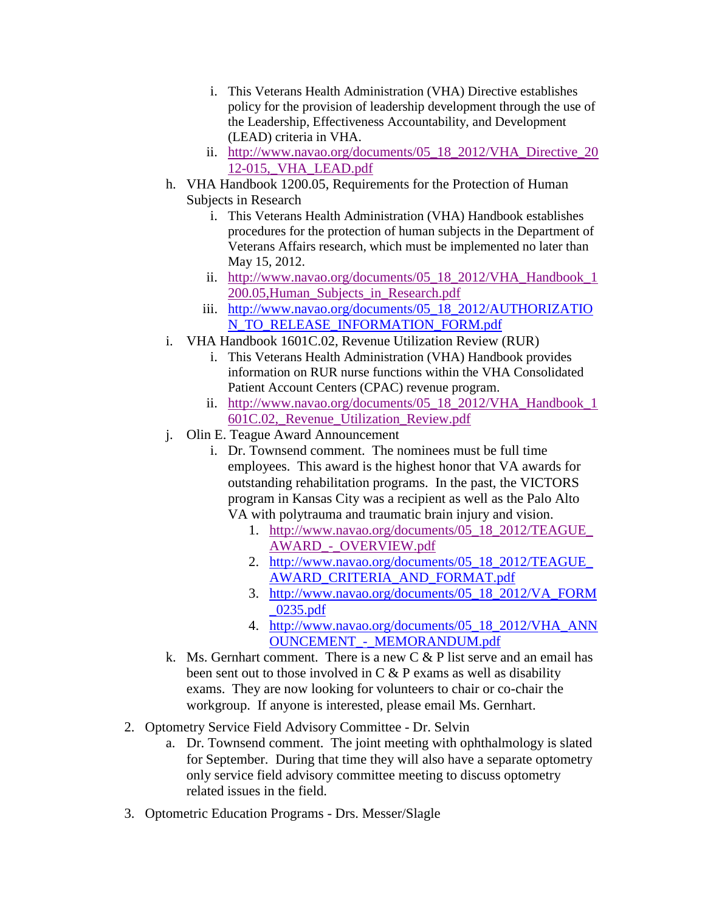i. This Veterans Health Administration (VHA) Directive establishes policy for the provision of leadership development through the use of the Leadership, Effectiveness Accountability, and Development (LEAD) criteria in VHA.
   ii. http://www.navao.org/documents/05_18_2012/VHA_Directive_2012-015,_VHA_LEAD.pdf

h. VHA Handbook 1200.05, Requirements for the Protection of Human Subjects in Research
   i. This Veterans Health Administration (VHA) Handbook establishes procedures for the protection of human subjects in the Department of Veterans Affairs research, which must be implemented no later than May 15, 2012.
   ii. http://www.navao.org/documents/05_18_2012/VHA_Handbook_1200.05,Human_Subjects_in_Research.pdf
   iii. http://www.navao.org/documents/05_18_2012/AUTHORIZATION_TO_RELEASE_INFORMATION_FORM.pdf

i. VHA Handbook 1601C.02, Revenue Utilization Review (RUR)
   i. This Veterans Health Administration (VHA) Handbook provides information on RUR nurse functions within the VHA Consolidated Patient Account Centers (CPAC) revenue program.
   ii. http://www.navao.org/documents/05_18_2012/VHA_Handbook_1601C.02,_Revenue_Utilization_Review.pdf

j. Olin E. Teague Award Announcement
   i. Dr. Townsend comment. The nominees must be full time employees. This award is the highest honor that VA awards for outstanding rehabilitation programs. In the past, the VICTORS program in Kansas City was a recipient as well as the Palo Alto VA with polytrauma and traumatic brain injury and vision.
      1. http://www.navao.org/documents/05_18_2012/TEAGUE_AWARD_-_OVERVIEW.pdf
      2. http://www.navao.org/documents/05_18_2012/TEAGUE_AWARD_CRITERIA_AND_FORMAT.pdf
      3. http://www.navao.org/documents/05_18_2012/VA_FORM_0235.pdf
      4. http://www.navao.org/documents/05_18_2012/VHA_ANNOUNCEMENT_-_MEMORANDUM.pdf

k. Ms. Gernhart comment. There is a new C & P list serve and an email has been sent out to those involved in C & P exams as well as disability exams. They are now looking for volunteers to chair or co-chair the workgroup. If anyone is interested, please email Ms. Gernhart.

2. Optometry Service Field Advisory Committee - Dr. Selvin
   a. Dr. Townsend comment. The joint meeting with ophthalmology is slated for September. During that time they will also have a separate optometry only service field advisory committee meeting to discuss optometry related issues in the field.

3. Optometric Education Programs - Drs. Messer/Slagle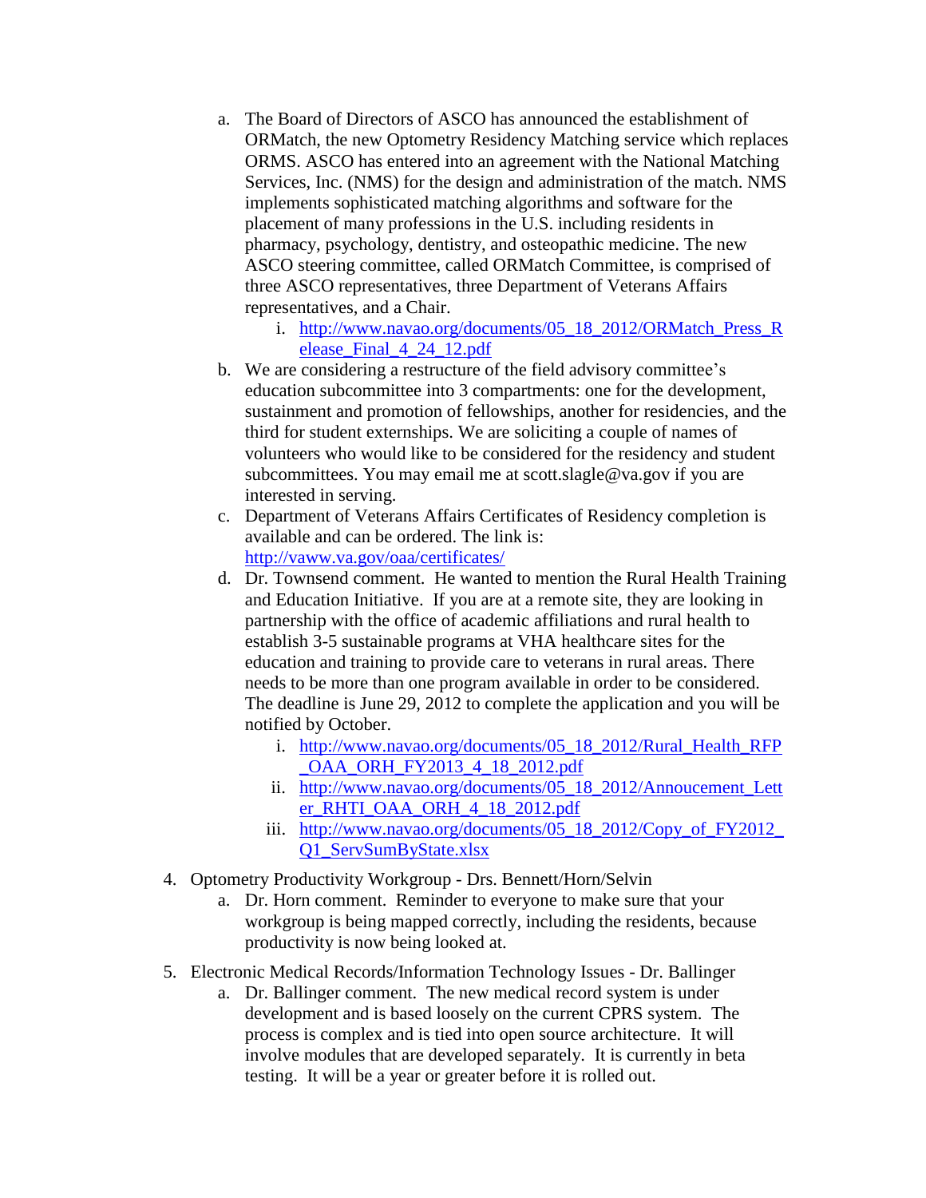a. The Board of Directors of ASCO has announced the establishment of ORMatch, the new Optometry Residency Matching service which replaces ORMS. ASCO has entered into an agreement with the National Matching Services, Inc. (NMS) for the design and administration of the match. NMS implements sophisticated matching algorithms and software for the placement of many professions in the U.S. including residents in pharmacy, psychology, dentistry, and osteopathic medicine. The new ASCO steering committee, called ORMatch Committee, is comprised of three ASCO representatives, three Department of Veterans Affairs representatives, and a Chair.
      i. http://www.navao.org/documents/05_18_2012/ORMatch_Press_Release_Final_4_24_12.pdf
   b. We are considering a restructure of the field advisory committee's education subcommittee into 3 compartments: one for the development, sustainment and promotion of fellowships, another for residencies, and the third for student externships. We are soliciting a couple of names of volunteers who would like to be considered for the residency and student subcommittees. You may email me at scott.slagle@va.gov if you are interested in serving.
   c. Department of Veterans Affairs Certificates of Residency completion is available and can be ordered. The link is: http://vaww.va.gov/oaa/certificates/
   d. Dr. Townsend comment. He wanted to mention the Rural Health Training and Education Initiative. If you are at a remote site, they are looking in partnership with the office of academic affiliations and rural health to establish 3-5 sustainable programs at VHA healthcare sites for the education and training to provide care to veterans in rural areas. There needs to be more than one program available in order to be considered. The deadline is June 29, 2012 to complete the application and you will be notified by October.
      i. http://www.navao.org/documents/05_18_2012/Rural_Health_RFP_OAA_ORH_FY2013_4_18_2012.pdf
      ii. http://www.navao.org/documents/05_18_2012/Annoucement_Letter_RHTI_OAA_ORH_4_18_2012.pdf
      iii. http://www.navao.org/documents/05_18_2012/Copy_of_FY2012_Q1_ServSumByState.xlsx

4. Optometry Productivity Workgroup - Drs. Bennett/Horn/Selvin
   a. Dr. Horn comment. Reminder to everyone to make sure that your workgroup is being mapped correctly, including the residents, because productivity is now being looked at.

5. Electronic Medical Records/Information Technology Issues - Dr. Ballinger
   a. Dr. Ballinger comment. The new medical record system is under development and is based loosely on the current CPRS system. The process is complex and is tied into open source architecture. It will involve modules that are developed separately. It is currently in beta testing. It will be a year or greater before it is rolled out.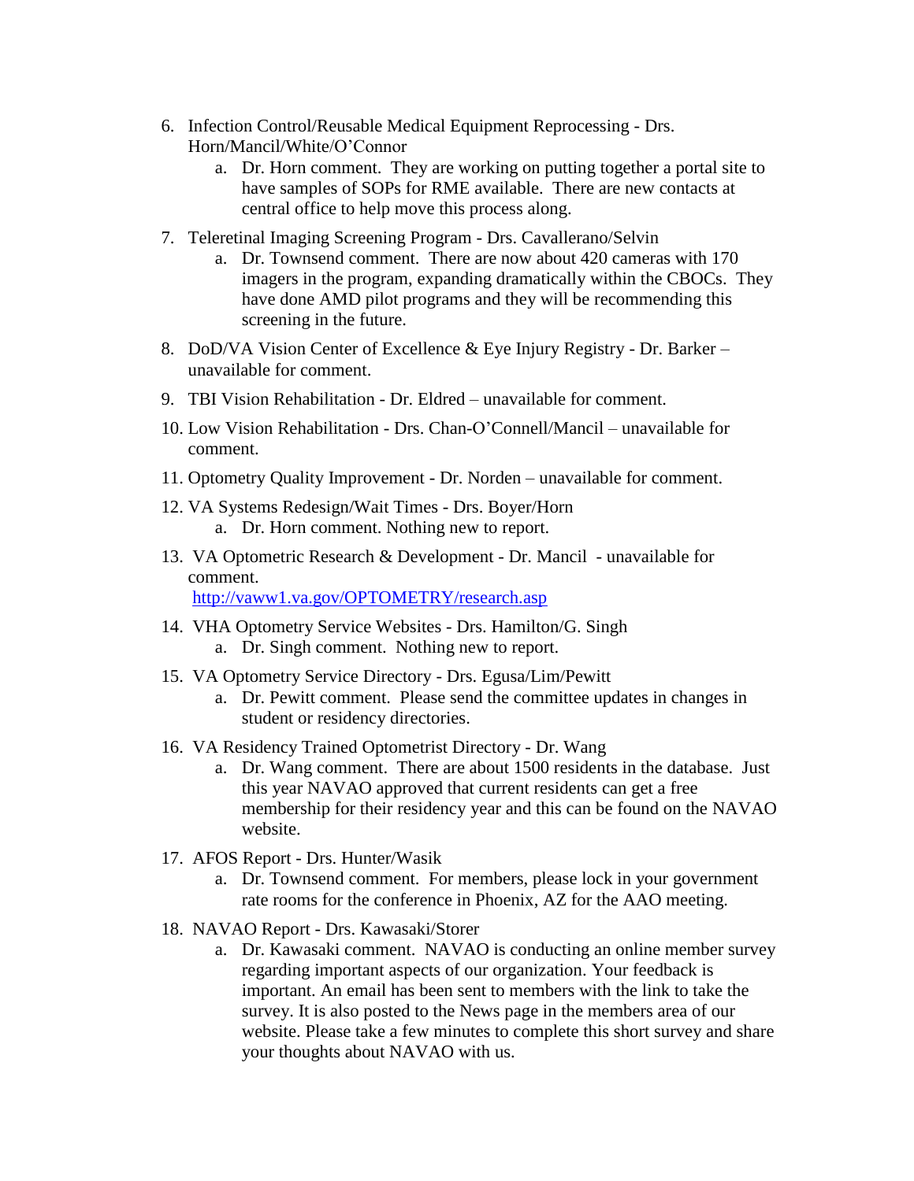6. Infection Control/Reusable Medical Equipment Reprocessing - Drs. Horn/Mancil/White/O'Connor
    a. Dr. Horn comment. They are working on putting together a portal site to have samples of SOPs for RME available. There are new contacts at central office to help move this process along.

7. Teleretinal Imaging Screening Program - Drs. Cavallerano/Selvin
    a. Dr. Townsend comment. There are now about 420 cameras with 170 imagers in the program, expanding dramatically within the CBOCs. They have done AMD pilot programs and they will be recommending this screening in the future.

8. DoD/VA Vision Center of Excellence & Eye Injury Registry - Dr. Barker – unavailable for comment.

9. TBI Vision Rehabilitation - Dr. Eldred – unavailable for comment.

10. Low Vision Rehabilitation - Drs. Chan-O'Connell/Mancil – unavailable for comment.

11. Optometry Quality Improvement - Dr. Norden – unavailable for comment.

12. VA Systems Redesign/Wait Times - Drs. Boyer/Horn
    a. Dr. Horn comment. Nothing new to report.

13. VA Optometric Research & Development - Dr. Mancil - unavailable for comment.
    http://vaww1.va.gov/OPTOMETRY/research.asp

14. VHA Optometry Service Websites - Drs. Hamilton/G. Singh
    a. Dr. Singh comment. Nothing new to report.

15. VA Optometry Service Directory - Drs. Egusa/Lim/Pewitt
    a. Dr. Pewitt comment. Please send the committee updates in changes in student or residency directories.

16. VA Residency Trained Optometrist Directory - Dr. Wang
    a. Dr. Wang comment. There are about 1500 residents in the database. Just this year NAVAO approved that current residents can get a free membership for their residency year and this can be found on the NAVAO website.

17. AFOS Report - Drs. Hunter/Wasik
    a. Dr. Townsend comment. For members, please lock in your government rate rooms for the conference in Phoenix, AZ for the AAO meeting.

18. NAVAO Report - Drs. Kawasaki/Storer
    a. Dr. Kawasaki comment. NAVAO is conducting an online member survey regarding important aspects of our organization. Your feedback is important. An email has been sent to members with the link to take the survey. It is also posted to the News page in the members area of our website. Please take a few minutes to complete this short survey and share your thoughts about NAVAO with us.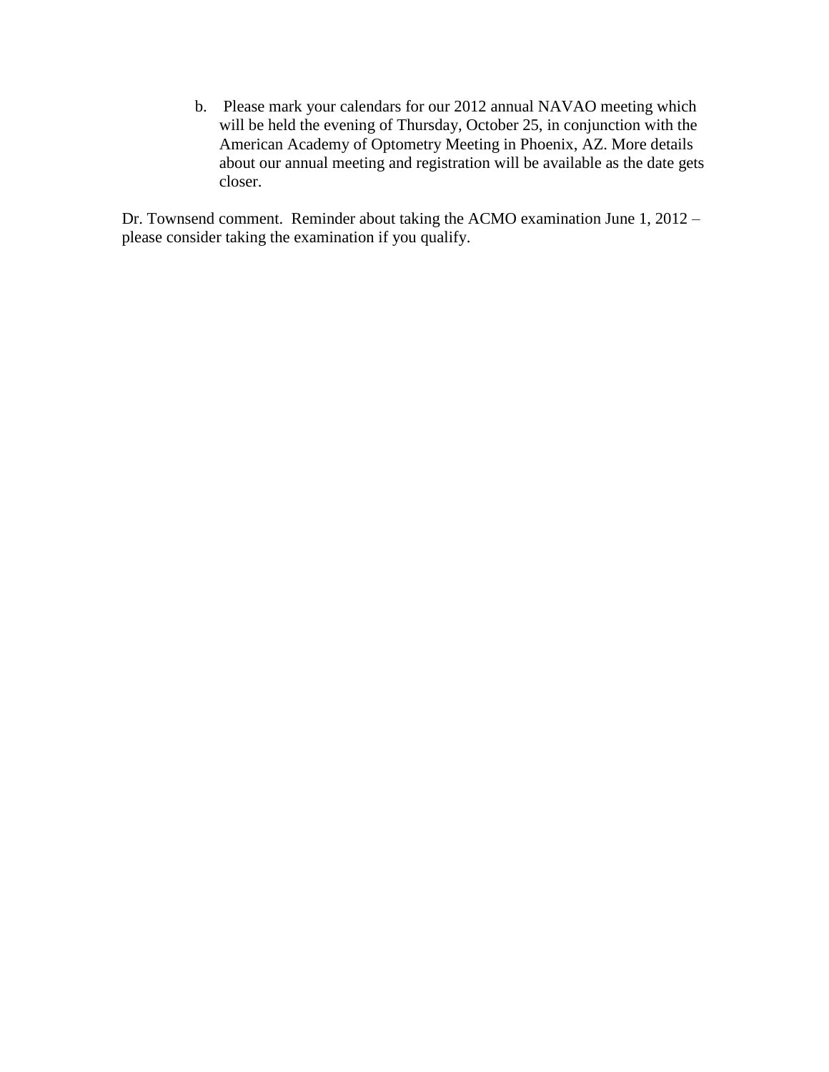b. Please mark your calendars for our 2012 annual NAVAO meeting which will be held the evening of Thursday, October 25, in conjunction with the American Academy of Optometry Meeting in Phoenix, AZ. More details about our annual meeting and registration will be available as the date gets closer.

Dr. Townsend comment. Reminder about taking the ACMO examination June 1, 2012 – please consider taking the examination if you qualify.